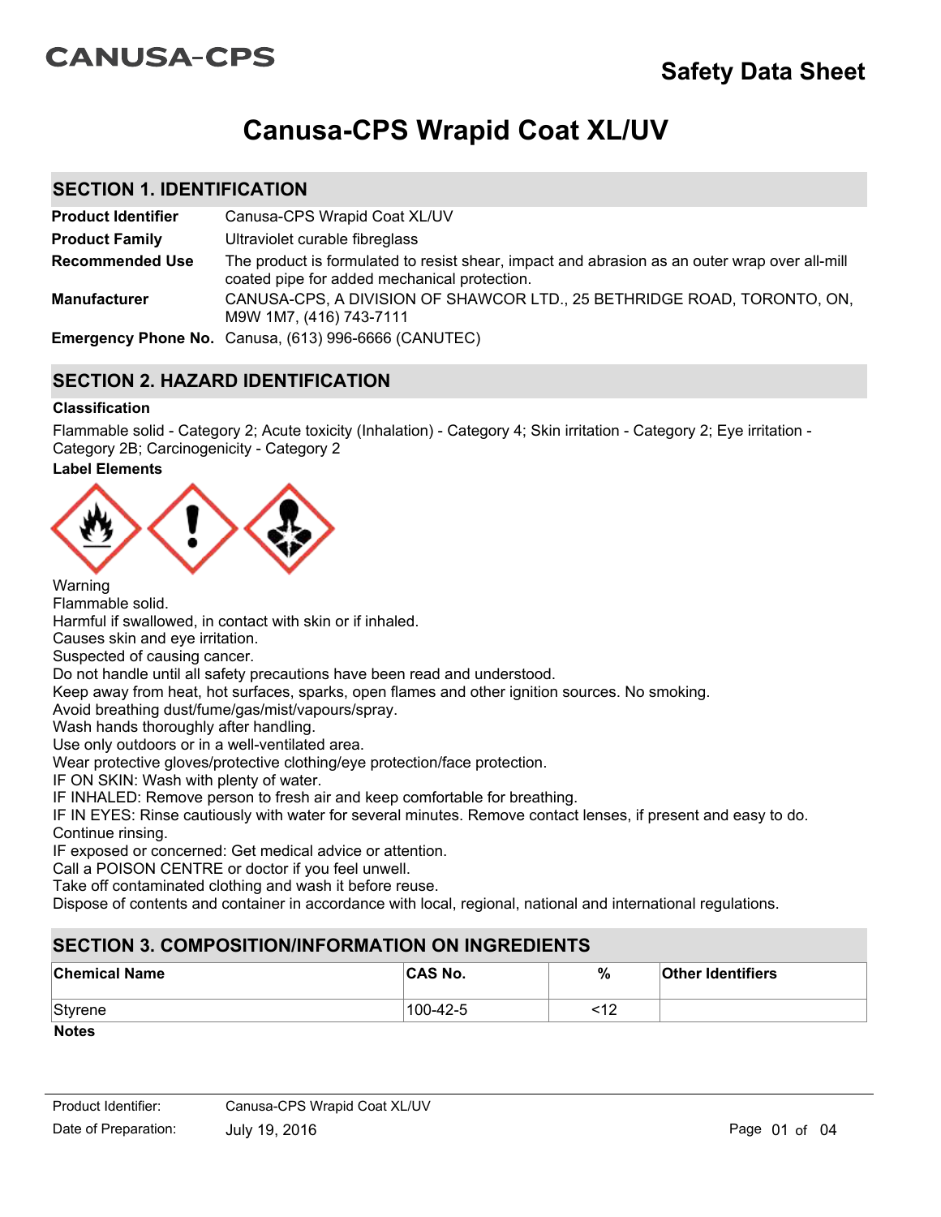CANUSA-CPS

# Safety Data Sheet

# Canusa-CPS Wrapid Coat XL/UV

## SECTION 1. IDENTIFICATION

| | |
|---|---|
| **Product Identifier** | Canusa-CPS Wrapid Coat XL/UV |
| **Product Family** | Ultraviolet curable fibreglass |
| **Recommended Use** | The product is formulated to resist shear, impact and abrasion as an outer wrap over all-mill coated pipe for added mechanical protection. |
| **Manufacturer** | CANUSA-CPS, A DIVISION OF SHAWCOR LTD., 25 BETHRIDGE ROAD, TORONTO, ON, M9W 1M7, (416) 743-7111 |
| **Emergency Phone No.** | Canusa, (613) 996-6666 (CANUTEC) |

## SECTION 2. HAZARD IDENTIFICATION

**Classification**

Flammable solid - Category 2; Acute toxicity (Inhalation) - Category 4; Skin irritation - Category 2; Eye irritation - Category 2B; Carcinogenicity - Category 2

**Label Elements**

Warning
Flammable solid.
Harmful if swallowed, in contact with skin or if inhaled.
Causes skin and eye irritation.
Suspected of causing cancer.
Do not handle until all safety precautions have been read and understood.
Keep away from heat, hot surfaces, sparks, open flames and other ignition sources. No smoking.
Avoid breathing dust/fume/gas/mist/vapours/spray.
Wash hands thoroughly after handling.
Use only outdoors or in a well-ventilated area.
Wear protective gloves/protective clothing/eye protection/face protection.
IF ON SKIN: Wash with plenty of water.
IF INHALED: Remove person to fresh air and keep comfortable for breathing.
IF IN EYES: Rinse cautiously with water for several minutes. Remove contact lenses, if present and easy to do. Continue rinsing.
IF exposed or concerned: Get medical advice or attention.
Call a POISON CENTRE or doctor if you feel unwell.
Take off contaminated clothing and wash it before reuse.
Dispose of contents and container in accordance with local, regional, national and international regulations.

## SECTION 3. COMPOSITION/INFORMATION ON INGREDIENTS

| Chemical Name | CAS No. | % | Other Identifiers |
|---|---|---|---|
| Styrene | 100-42-5 | <12 | |

**Notes**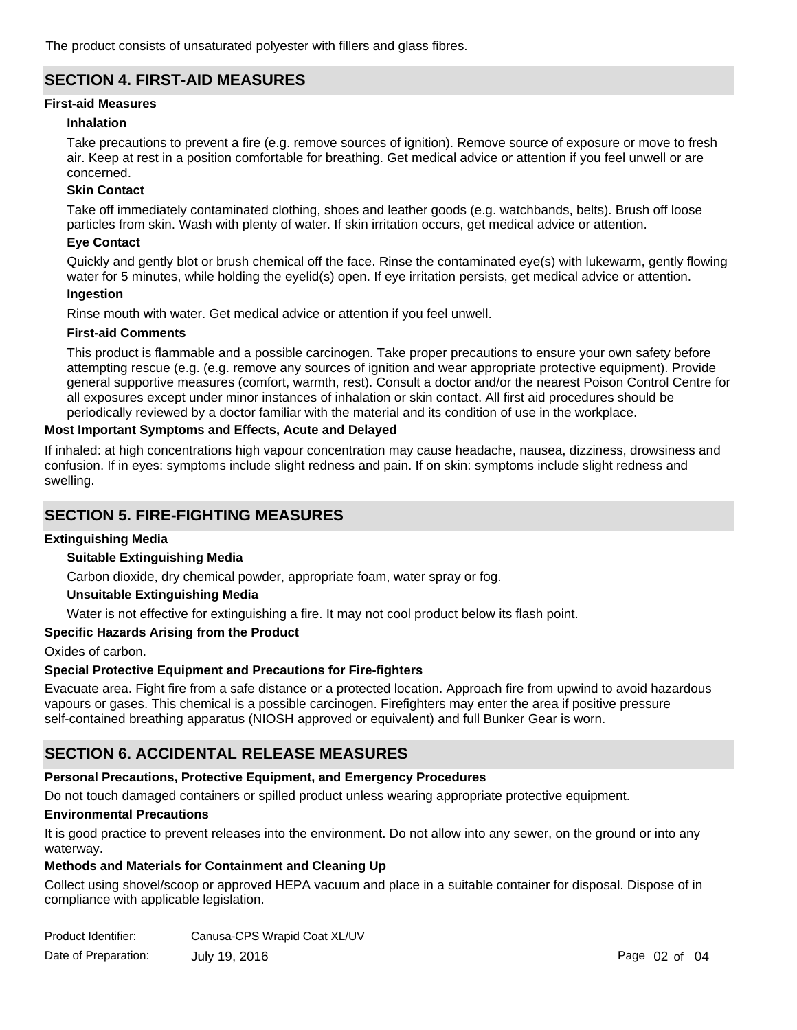The product consists of unsaturated polyester with fillers and glass fibres.

## SECTION 4. FIRST-AID MEASURES

**First-aid Measures**

**Inhalation**

Take precautions to prevent a fire (e.g. remove sources of ignition). Remove source of exposure or move to fresh air. Keep at rest in a position comfortable for breathing. Get medical advice or attention if you feel unwell or are concerned.

**Skin Contact**

Take off immediately contaminated clothing, shoes and leather goods (e.g. watchbands, belts). Brush off loose particles from skin. Wash with plenty of water. If skin irritation occurs, get medical advice or attention.

**Eye Contact**

Quickly and gently blot or brush chemical off the face. Rinse the contaminated eye(s) with lukewarm, gently flowing water for 5 minutes, while holding the eyelid(s) open. If eye irritation persists, get medical advice or attention.

**Ingestion**

Rinse mouth with water. Get medical advice or attention if you feel unwell.

**First-aid Comments**

This product is flammable and a possible carcinogen. Take proper precautions to ensure your own safety before attempting rescue (e.g. (e.g. remove any sources of ignition and wear appropriate protective equipment). Provide general supportive measures (comfort, warmth, rest). Consult a doctor and/or the nearest Poison Control Centre for all exposures except under minor instances of inhalation or skin contact. All first aid procedures should be periodically reviewed by a doctor familiar with the material and its condition of use in the workplace.

**Most Important Symptoms and Effects, Acute and Delayed**

If inhaled: at high concentrations high vapour concentration may cause headache, nausea, dizziness, drowsiness and confusion. If in eyes: symptoms include slight redness and pain. If on skin: symptoms include slight redness and swelling.

## SECTION 5. FIRE-FIGHTING MEASURES

**Extinguishing Media**

**Suitable Extinguishing Media**

Carbon dioxide, dry chemical powder, appropriate foam, water spray or fog.

**Unsuitable Extinguishing Media**

Water is not effective for extinguishing a fire. It may not cool product below its flash point.

**Specific Hazards Arising from the Product**

Oxides of carbon.

**Special Protective Equipment and Precautions for Fire-fighters**

Evacuate area. Fight fire from a safe distance or a protected location. Approach fire from upwind to avoid hazardous vapours or gases. This chemical is a possible carcinogen. Firefighters may enter the area if positive pressure self-contained breathing apparatus (NIOSH approved or equivalent) and full Bunker Gear is worn.

## SECTION 6. ACCIDENTAL RELEASE MEASURES

**Personal Precautions, Protective Equipment, and Emergency Procedures**

Do not touch damaged containers or spilled product unless wearing appropriate protective equipment.

**Environmental Precautions**

It is good practice to prevent releases into the environment. Do not allow into any sewer, on the ground or into any waterway.

**Methods and Materials for Containment and Cleaning Up**

Collect using shovel/scoop or approved HEPA vacuum and place in a suitable container for disposal. Dispose of in compliance with applicable legislation.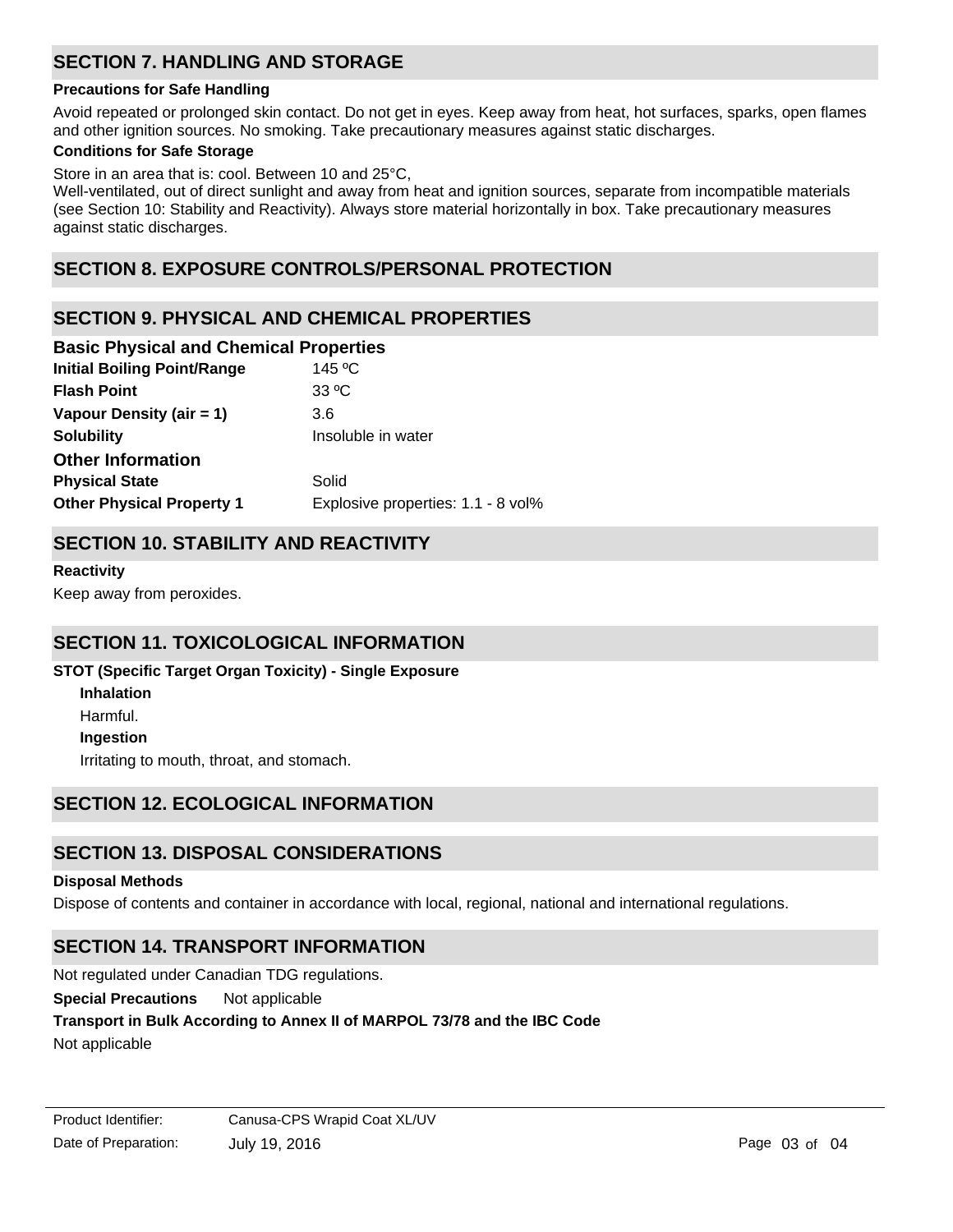## SECTION 7. HANDLING AND STORAGE

**Precautions for Safe Handling**

Avoid repeated or prolonged skin contact. Do not get in eyes. Keep away from heat, hot surfaces, sparks, open flames and other ignition sources. No smoking. Take precautionary measures against static discharges.

**Conditions for Safe Storage**

Store in an area that is: cool. Between 10 and 25°C,
Well-ventilated, out of direct sunlight and away from heat and ignition sources, separate from incompatible materials (see Section 10: Stability and Reactivity). Always store material horizontally in box. Take precautionary measures against static discharges.

## SECTION 8. EXPOSURE CONTROLS/PERSONAL PROTECTION

## SECTION 9. PHYSICAL AND CHEMICAL PROPERTIES

### Basic Physical and Chemical Properties

| | |
|---|---|
| **Initial Boiling Point/Range** | 145 ºC |
| **Flash Point** | 33 ºC |
| **Vapour Density (air = 1)** | 3.6 |
| **Solubility** | Insoluble in water |

### Other Information

| | |
|---|---|
| **Physical State** | Solid |
| **Other Physical Property 1** | Explosive properties: 1.1 - 8 vol% |

## SECTION 10. STABILITY AND REACTIVITY

**Reactivity**

Keep away from peroxides.

## SECTION 11. TOXICOLOGICAL INFORMATION

**STOT (Specific Target Organ Toxicity) - Single Exposure**

**Inhalation**

Harmful.

**Ingestion**

Irritating to mouth, throat, and stomach.

## SECTION 12. ECOLOGICAL INFORMATION

## SECTION 13. DISPOSAL CONSIDERATIONS

**Disposal Methods**

Dispose of contents and container in accordance with local, regional, national and international regulations.

## SECTION 14. TRANSPORT INFORMATION

Not regulated under Canadian TDG regulations.

**Special Precautions** Not applicable

**Transport in Bulk According to Annex II of MARPOL 73/78 and the IBC Code**

Not applicable

Product Identifier: Canusa-CPS Wrapid Coat XL/UV
Date of Preparation: July 19, 2016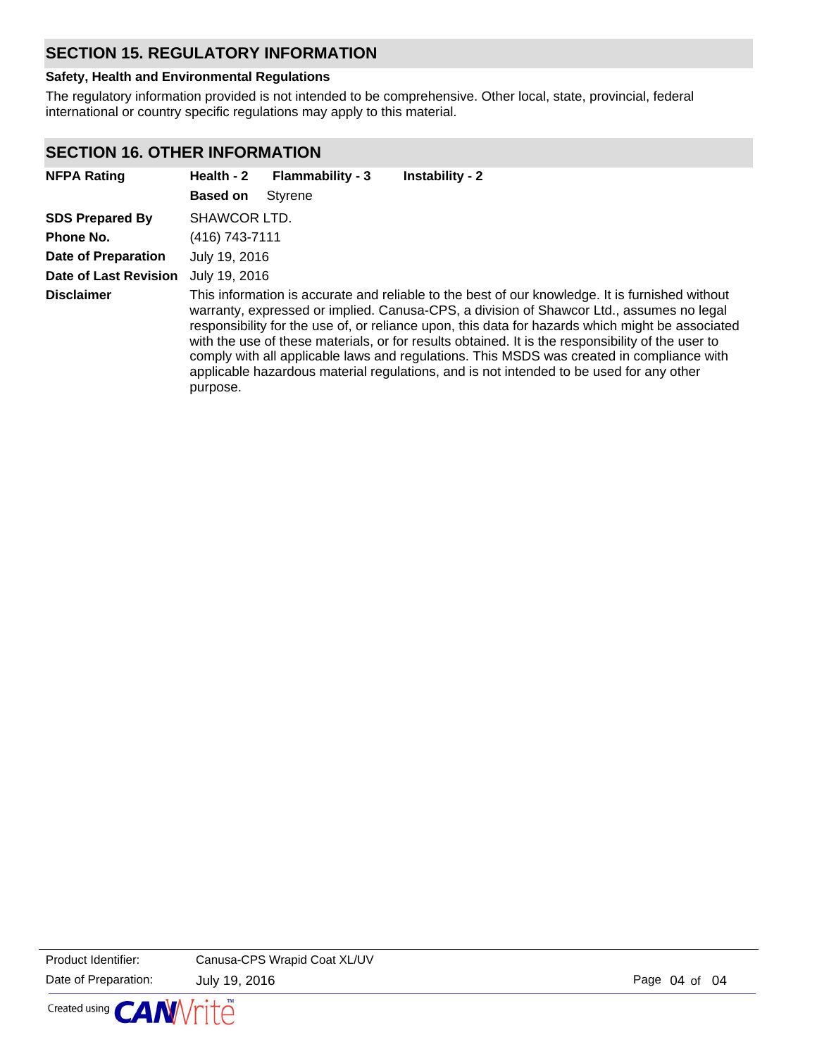## SECTION 15. REGULATORY INFORMATION

### Safety, Health and Environmental Regulations

The regulatory information provided is not intended to be comprehensive. Other local, state, provincial, federal international or country specific regulations may apply to this material.

## SECTION 16. OTHER INFORMATION

| | |
|---|---|
| **NFPA Rating** | **Health - 2** **Flammability - 3** **Instability - 2** |
| | **Based on** Styrene |
| **SDS Prepared By** | SHAWCOR LTD. |
| **Phone No.** | (416) 743-7111 |
| **Date of Preparation** | July 19, 2016 |
| **Date of Last Revision** | July 19, 2016 |
| **Disclaimer** | This information is accurate and reliable to the best of our knowledge. It is furnished without warranty, expressed or implied. Canusa-CPS, a division of Shawcor Ltd., assumes no legal responsibility for the use of, or reliance upon, this data for hazards which might be associated with the use of these materials, or for results obtained. It is the responsibility of the user to comply with all applicable laws and regulations. This MSDS was created in compliance with applicable hazardous material regulations, and is not intended to be used for any other purpose. |